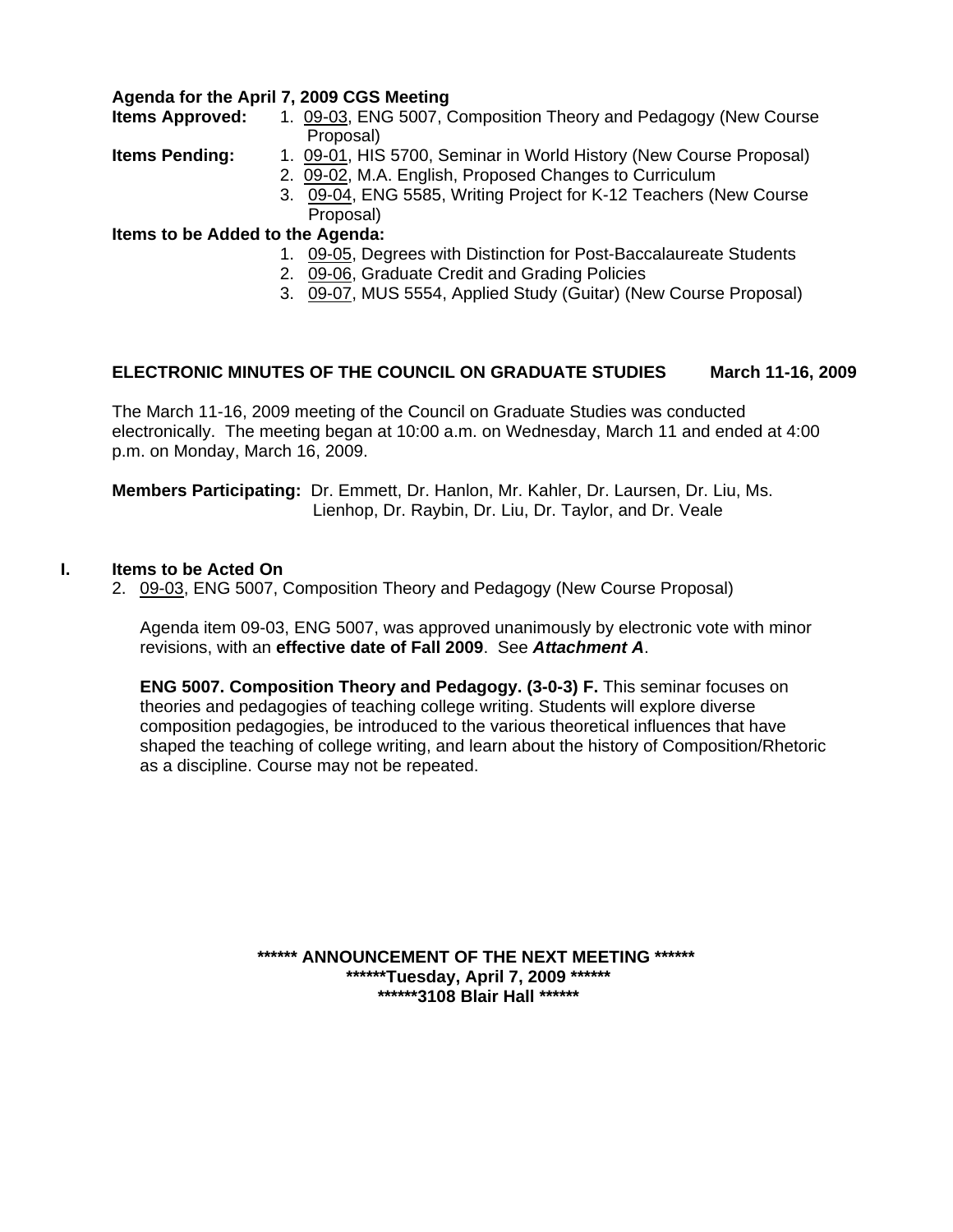**Agenda for the April 7, 2009 CGS Meeting**

**Items Approved:**
1. 09-03, ENG 5007, Composition Theory and Pedagogy (New Course Proposal)

**Items Pending:**
1. 09-01, HIS 5700, Seminar in World History (New Course Proposal)
2. 09-02, M.A. English, Proposed Changes to Curriculum
3. 09-04, ENG 5585, Writing Project for K-12 Teachers (New Course Proposal)

**Items to be Added to the Agenda:**
1. 09-05, Degrees with Distinction for Post-Baccalaureate Students
2. 09-06, Graduate Credit and Grading Policies
3. 09-07, MUS 5554, Applied Study (Guitar) (New Course Proposal)

## ELECTRONIC MINUTES OF THE COUNCIL ON GRADUATE STUDIES — March 11-16, 2009

The March 11-16, 2009 meeting of the Council on Graduate Studies was conducted electronically. The meeting began at 10:00 a.m. on Wednesday, March 11 and ended at 4:00 p.m. on Monday, March 16, 2009.

**Members Participating:** Dr. Emmett, Dr. Hanlon, Mr. Kahler, Dr. Laursen, Dr. Liu, Ms. Lienhop, Dr. Raybin, Dr. Liu, Dr. Taylor, and Dr. Veale

### I. Items to be Acted On

2. 09-03, ENG 5007, Composition Theory and Pedagogy (New Course Proposal)

   Agenda item 09-03, ENG 5007, was approved unanimously by electronic vote with minor revisions, with an **effective date of Fall 2009**. See ***Attachment A***.

   **ENG 5007. Composition Theory and Pedagogy. (3-0-3) F.** This seminar focuses on theories and pedagogies of teaching college writing. Students will explore diverse composition pedagogies, be introduced to the various theoretical influences that have shaped the teaching of college writing, and learn about the history of Composition/Rhetoric as a discipline. Course may not be repeated.

**\*\*\*\*\*\* ANNOUNCEMENT OF THE NEXT MEETING \*\*\*\*\*\***
**\*\*\*\*\*\*Tuesday, April 7, 2009 \*\*\*\*\*\***
**\*\*\*\*\*\*3108 Blair Hall \*\*\*\*\*\***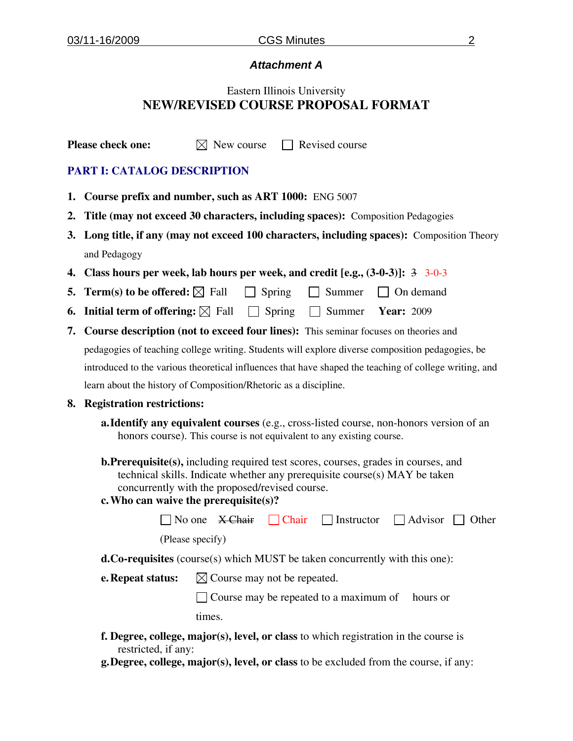## *Attachment A*

Eastern Illinois University
**NEW/REVISED COURSE PROPOSAL FORMAT**

**Please check one:** ☒ New course ☐ Revised course

### PART I: CATALOG DESCRIPTION

1. **Course prefix and number, such as ART 1000:** ENG 5007
2. **Title (may not exceed 30 characters, including spaces):** Composition Pedagogies
3. **Long title, if any (may not exceed 100 characters, including spaces):** Composition Theory and Pedagogy
4. **Class hours per week, lab hours per week, and credit [e.g., (3-0-3)]:** ~~3~~ 3-0-3
5. **Term(s) to be offered:** ☒ Fall ☐ Spring ☐ Summer ☐ On demand
6. **Initial term of offering:** ☒ Fall ☐ Spring ☐ Summer **Year:** 2009
7. **Course description (not to exceed four lines):** This seminar focuses on theories and pedagogies of teaching college writing. Students will explore diverse composition pedagogies, be introduced to the various theoretical influences that have shaped the teaching of college writing, and learn about the history of Composition/Rhetoric as a discipline.
8. **Registration restrictions:**

   a. **Identify any equivalent courses** (e.g., cross-listed course, non-honors version of an honors course). This course is not equivalent to any existing course.

   b. **Prerequisite(s),** including required test scores, courses, grades in courses, and technical skills. Indicate whether any prerequisite course(s) MAY be taken concurrently with the proposed/revised course.

   c. **Who can waive the prerequisite(s)?**

   ☐ No one ~~X Chair~~ ☐ Chair ☐ Instructor ☐ Advisor ☐ Other (Please specify)

   d. **Co-requisites** (course(s) which MUST be taken concurrently with this one):

   e. **Repeat status:** ☒ Course may not be repeated.

   ☐ Course may be repeated to a maximum of hours or times.

   f. **Degree, college, major(s), level, or class** to which registration in the course is restricted, if any:

   g. **Degree, college, major(s), level, or class** to be excluded from the course, if any: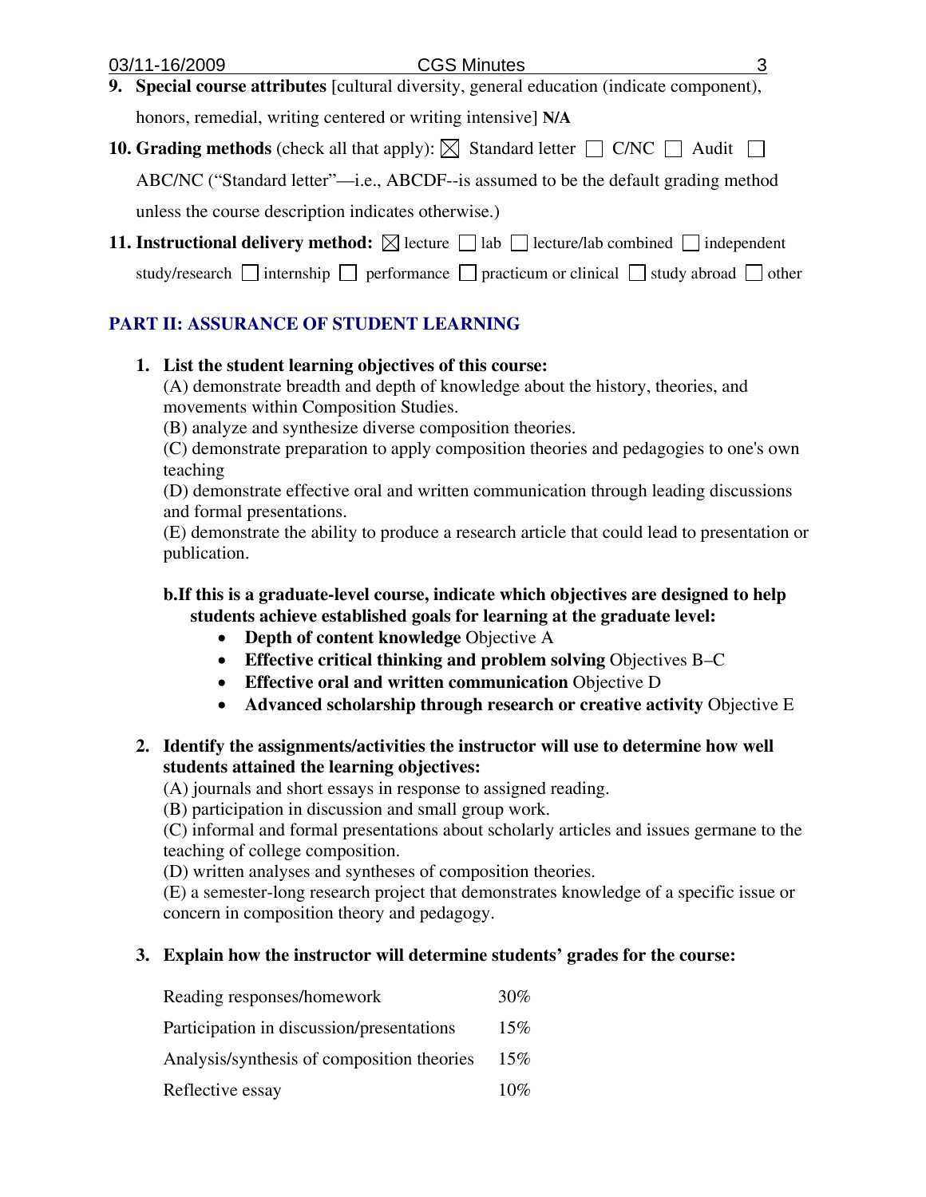9. **Special course attributes** [cultural diversity, general education (indicate component), honors, remedial, writing centered or writing intensive] **N/A**

10. **Grading methods** (check all that apply): ☒ Standard letter ☐ C/NC ☐ Audit ☐ ABC/NC ("Standard letter"—i.e., ABCDF--is assumed to be the default grading method unless the course description indicates otherwise.)

11. **Instructional delivery method:** ☒ lecture ☐ lab ☐ lecture/lab combined ☐ independent study/research ☐ internship ☐ performance ☐ practicum or clinical ☐ study abroad ☐ other

## PART II: ASSURANCE OF STUDENT LEARNING

1. **List the student learning objectives of this course:**
   (A) demonstrate breadth and depth of knowledge about the history, theories, and movements within Composition Studies.
   (B) analyze and synthesize diverse composition theories.
   (C) demonstrate preparation to apply composition theories and pedagogies to one's own teaching
   (D) demonstrate effective oral and written communication through leading discussions and formal presentations.
   (E) demonstrate the ability to produce a research article that could lead to presentation or publication.

   **b.If this is a graduate-level course, indicate which objectives are designed to help students achieve established goals for learning at the graduate level:**
   - **Depth of content knowledge** Objective A
   - **Effective critical thinking and problem solving** Objectives B–C
   - **Effective oral and written communication** Objective D
   - **Advanced scholarship through research or creative activity** Objective E

2. **Identify the assignments/activities the instructor will use to determine how well students attained the learning objectives:**
   (A) journals and short essays in response to assigned reading.
   (B) participation in discussion and small group work.
   (C) informal and formal presentations about scholarly articles and issues germane to the teaching of college composition.
   (D) written analyses and syntheses of composition theories.
   (E) a semester-long research project that demonstrates knowledge of a specific issue or concern in composition theory and pedagogy.

3. **Explain how the instructor will determine students' grades for the course:**

| | |
|---|---|
| Reading responses/homework | 30% |
| Participation in discussion/presentations | 15% |
| Analysis/synthesis of composition theories | 15% |
| Reflective essay | 10% |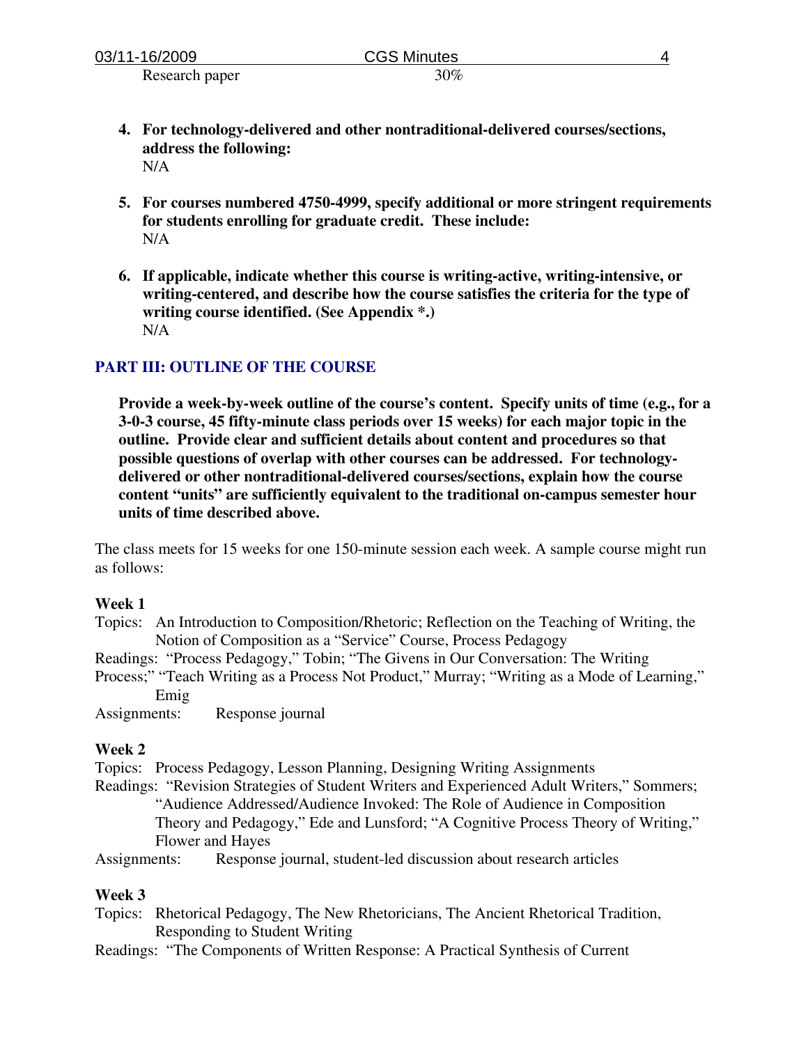Research paper 30%

4. **For technology-delivered and other nontraditional-delivered courses/sections, address the following:**
   N/A

5. **For courses numbered 4750-4999, specify additional or more stringent requirements for students enrolling for graduate credit. These include:**
   N/A

6. **If applicable, indicate whether this course is writing-active, writing-intensive, or writing-centered, and describe how the course satisfies the criteria for the type of writing course identified. (See Appendix *.)**
   N/A

## PART III: OUTLINE OF THE COURSE

**Provide a week-by-week outline of the course's content. Specify units of time (e.g., for a 3-0-3 course, 45 fifty-minute class periods over 15 weeks) for each major topic in the outline. Provide clear and sufficient details about content and procedures so that possible questions of overlap with other courses can be addressed. For technology-delivered or other nontraditional-delivered courses/sections, explain how the course content "units" are sufficiently equivalent to the traditional on-campus semester hour units of time described above.**

The class meets for 15 weeks for one 150-minute session each week. A sample course might run as follows:

**Week 1**

Topics: An Introduction to Composition/Rhetoric; Reflection on the Teaching of Writing, the Notion of Composition as a "Service" Course, Process Pedagogy

Readings: "Process Pedagogy," Tobin; "The Givens in Our Conversation: The Writing Process;" "Teach Writing as a Process Not Product," Murray; "Writing as a Mode of Learning," Emig

Assignments: Response journal

**Week 2**

Topics: Process Pedagogy, Lesson Planning, Designing Writing Assignments

Readings: "Revision Strategies of Student Writers and Experienced Adult Writers," Sommers; "Audience Addressed/Audience Invoked: The Role of Audience in Composition Theory and Pedagogy," Ede and Lunsford; "A Cognitive Process Theory of Writing," Flower and Hayes

Assignments: Response journal, student-led discussion about research articles

**Week 3**

Topics: Rhetorical Pedagogy, The New Rhetoricians, The Ancient Rhetorical Tradition, Responding to Student Writing

Readings: "The Components of Written Response: A Practical Synthesis of Current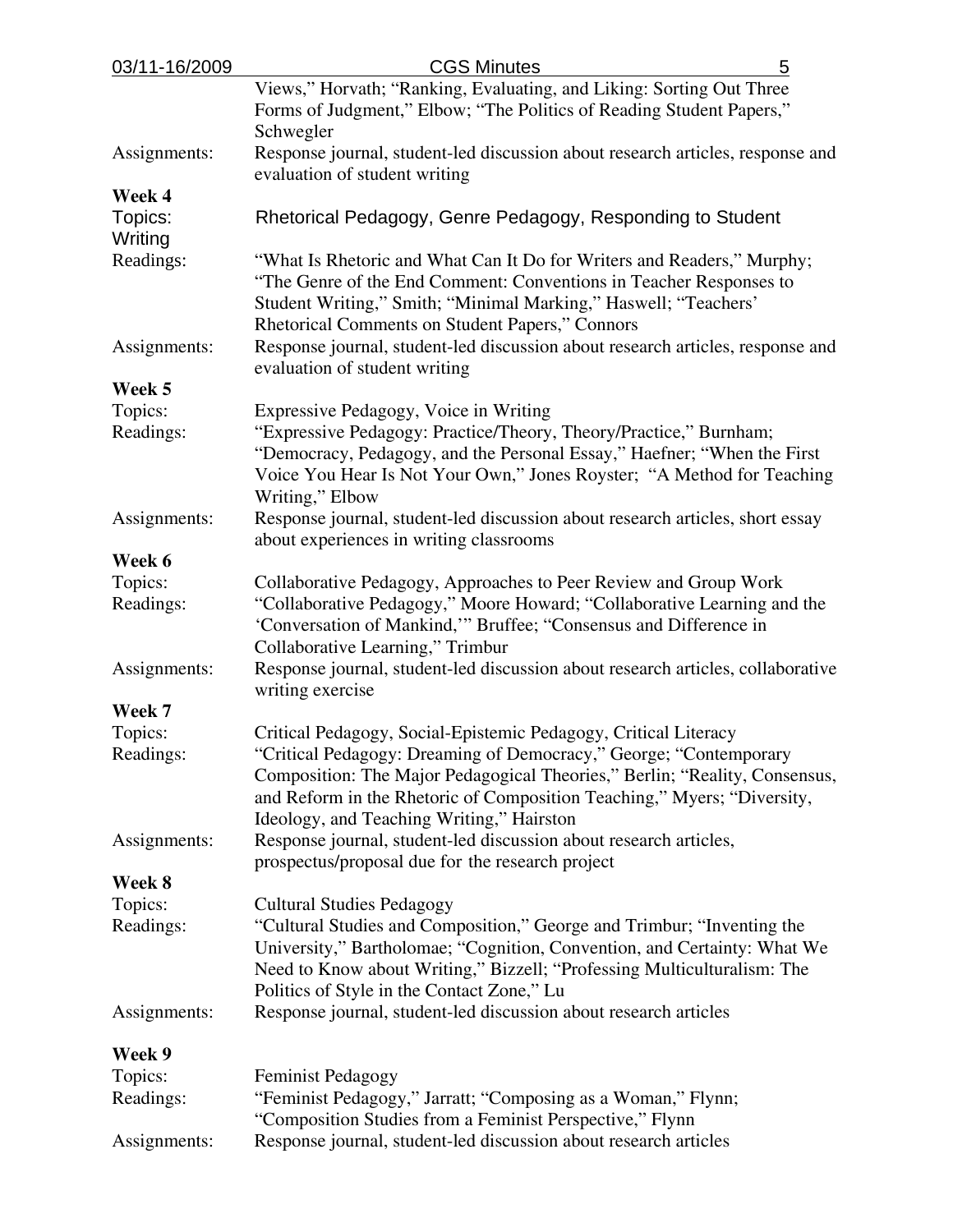Views," Horvath; "Ranking, Evaluating, and Liking: Sorting Out Three Forms of Judgment," Elbow; "The Politics of Reading Student Papers," Schwegler

Assignments: Response journal, student-led discussion about research articles, response and evaluation of student writing

**Week 4**

Topics: Rhetorical Pedagogy, Genre Pedagogy, Responding to Student Writing

Readings: "What Is Rhetoric and What Can It Do for Writers and Readers," Murphy; "The Genre of the End Comment: Conventions in Teacher Responses to Student Writing," Smith; "Minimal Marking," Haswell; "Teachers' Rhetorical Comments on Student Papers," Connors

Assignments: Response journal, student-led discussion about research articles, response and evaluation of student writing

**Week 5**

Topics: Expressive Pedagogy, Voice in Writing

Readings: "Expressive Pedagogy: Practice/Theory, Theory/Practice," Burnham; "Democracy, Pedagogy, and the Personal Essay," Haefner; "When the First Voice You Hear Is Not Your Own," Jones Royster; "A Method for Teaching Writing," Elbow

Assignments: Response journal, student-led discussion about research articles, short essay about experiences in writing classrooms

**Week 6**

Topics: Collaborative Pedagogy, Approaches to Peer Review and Group Work

Readings: "Collaborative Pedagogy," Moore Howard; "Collaborative Learning and the 'Conversation of Mankind,'" Bruffee; "Consensus and Difference in Collaborative Learning," Trimbur

Assignments: Response journal, student-led discussion about research articles, collaborative writing exercise

**Week 7**

Topics: Critical Pedagogy, Social-Epistemic Pedagogy, Critical Literacy

Readings: "Critical Pedagogy: Dreaming of Democracy," George; "Contemporary Composition: The Major Pedagogical Theories," Berlin; "Reality, Consensus, and Reform in the Rhetoric of Composition Teaching," Myers; "Diversity, Ideology, and Teaching Writing," Hairston

Assignments: Response journal, student-led discussion about research articles, prospectus/proposal due for the research project

**Week 8**

Topics: Cultural Studies Pedagogy

Readings: "Cultural Studies and Composition," George and Trimbur; "Inventing the University," Bartholomae; "Cognition, Convention, and Certainty: What We Need to Know about Writing," Bizzell; "Professing Multiculturalism: The Politics of Style in the Contact Zone," Lu

Assignments: Response journal, student-led discussion about research articles

**Week 9**

Topics: Feminist Pedagogy

Readings: "Feminist Pedagogy," Jarratt; "Composing as a Woman," Flynn; "Composition Studies from a Feminist Perspective," Flynn

Assignments: Response journal, student-led discussion about research articles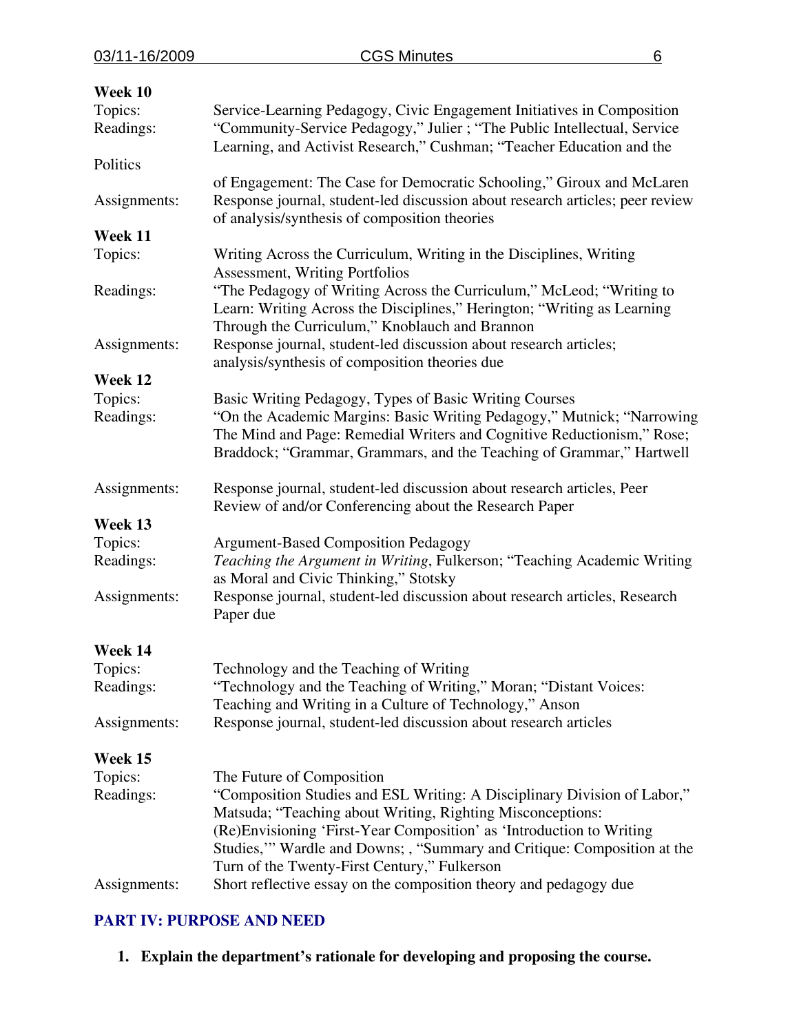**Week 10**

Topics: Service-Learning Pedagogy, Civic Engagement Initiatives in Composition

Readings: "Community-Service Pedagogy," Julier ; "The Public Intellectual, Service Learning, and Activist Research," Cushman; "Teacher Education and the Politics of Engagement: The Case for Democratic Schooling," Giroux and McLaren

Assignments: Response journal, student-led discussion about research articles; peer review of analysis/synthesis of composition theories

**Week 11**

Topics: Writing Across the Curriculum, Writing in the Disciplines, Writing Assessment, Writing Portfolios

Readings: "The Pedagogy of Writing Across the Curriculum," McLeod; "Writing to Learn: Writing Across the Disciplines," Herington; "Writing as Learning Through the Curriculum," Knoblauch and Brannon

Assignments: Response journal, student-led discussion about research articles; analysis/synthesis of composition theories due

**Week 12**

Topics: Basic Writing Pedagogy, Types of Basic Writing Courses

Readings: "On the Academic Margins: Basic Writing Pedagogy," Mutnick; "Narrowing The Mind and Page: Remedial Writers and Cognitive Reductionism," Rose; Braddock; "Grammar, Grammars, and the Teaching of Grammar," Hartwell

Assignments: Response journal, student-led discussion about research articles, Peer Review of and/or Conferencing about the Research Paper

**Week 13**

Topics: Argument-Based Composition Pedagogy

Readings: *Teaching the Argument in Writing*, Fulkerson; "Teaching Academic Writing as Moral and Civic Thinking," Stotsky

Assignments: Response journal, student-led discussion about research articles, Research Paper due

**Week 14**

Topics: Technology and the Teaching of Writing

Readings: "Technology and the Teaching of Writing," Moran; "Distant Voices: Teaching and Writing in a Culture of Technology," Anson

Assignments: Response journal, student-led discussion about research articles

**Week 15**

Topics: The Future of Composition

Readings: "Composition Studies and ESL Writing: A Disciplinary Division of Labor," Matsuda; "Teaching about Writing, Righting Misconceptions: (Re)Envisioning 'First-Year Composition' as 'Introduction to Writing Studies,'" Wardle and Downs; , "Summary and Critique: Composition at the Turn of the Twenty-First Century," Fulkerson

Assignments: Short reflective essay on the composition theory and pedagogy due

## PART IV: PURPOSE AND NEED

1. **Explain the department's rationale for developing and proposing the course.**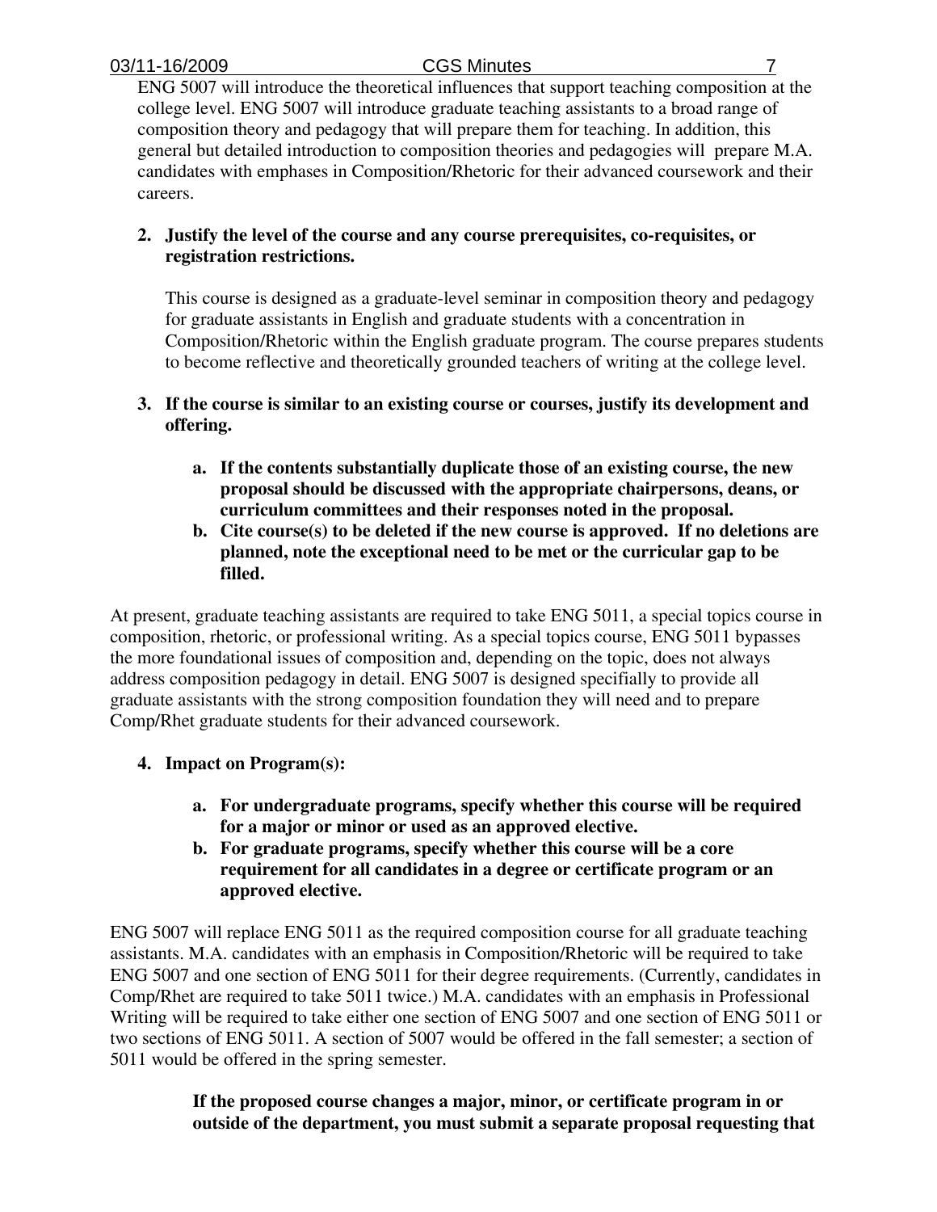ENG 5007 will introduce the theoretical influences that support teaching composition at the college level. ENG 5007 will introduce graduate teaching assistants to a broad range of composition theory and pedagogy that will prepare them for teaching. In addition, this general but detailed introduction to composition theories and pedagogies will prepare M.A. candidates with emphases in Composition/Rhetoric for their advanced coursework and their careers.

2. **Justify the level of the course and any course prerequisites, co-requisites, or registration restrictions.**

   This course is designed as a graduate-level seminar in composition theory and pedagogy for graduate assistants in English and graduate students with a concentration in Composition/Rhetoric within the English graduate program. The course prepares students to become reflective and theoretically grounded teachers of writing at the college level.

3. **If the course is similar to an existing course or courses, justify its development and offering.**

   a. **If the contents substantially duplicate those of an existing course, the new proposal should be discussed with the appropriate chairpersons, deans, or curriculum committees and their responses noted in the proposal.**
   b. **Cite course(s) to be deleted if the new course is approved. If no deletions are planned, note the exceptional need to be met or the curricular gap to be filled.**

At present, graduate teaching assistants are required to take ENG 5011, a special topics course in composition, rhetoric, or professional writing. As a special topics course, ENG 5011 bypasses the more foundational issues of composition and, depending on the topic, does not always address composition pedagogy in detail. ENG 5007 is designed specifially to provide all graduate assistants with the strong composition foundation they will need and to prepare Comp/Rhet graduate students for their advanced coursework.

4. **Impact on Program(s):**

   a. **For undergraduate programs, specify whether this course will be required for a major or minor or used as an approved elective.**
   b. **For graduate programs, specify whether this course will be a core requirement for all candidates in a degree or certificate program or an approved elective.**

ENG 5007 will replace ENG 5011 as the required composition course for all graduate teaching assistants. M.A. candidates with an emphasis in Composition/Rhetoric will be required to take ENG 5007 and one section of ENG 5011 for their degree requirements. (Currently, candidates in Comp/Rhet are required to take 5011 twice.) M.A. candidates with an emphasis in Professional Writing will be required to take either one section of ENG 5007 and one section of ENG 5011 or two sections of ENG 5011. A section of 5007 would be offered in the fall semester; a section of 5011 would be offered in the spring semester.

**If the proposed course changes a major, minor, or certificate program in or outside of the department, you must submit a separate proposal requesting that**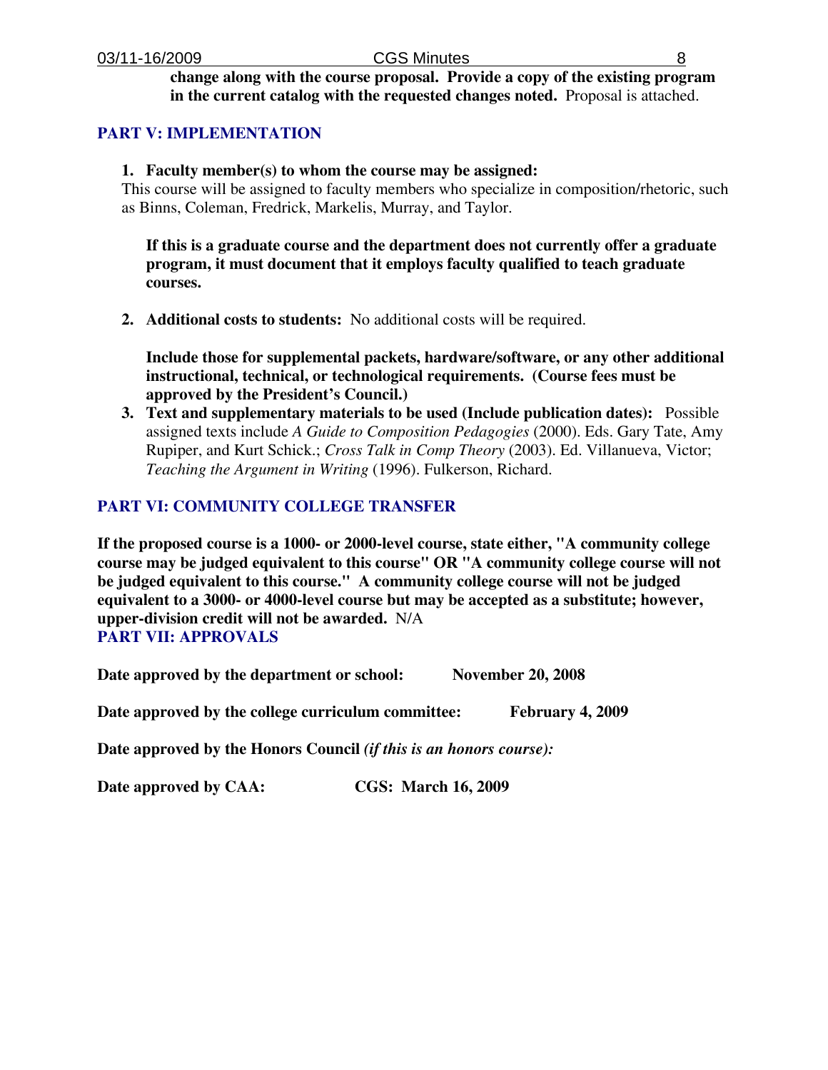**change along with the course proposal. Provide a copy of the existing program in the current catalog with the requested changes noted.** Proposal is attached.

## PART V: IMPLEMENTATION

1. **Faculty member(s) to whom the course may be assigned:**

This course will be assigned to faculty members who specialize in composition/rhetoric, such as Binns, Coleman, Fredrick, Markelis, Murray, and Taylor.

   **If this is a graduate course and the department does not currently offer a graduate program, it must document that it employs faculty qualified to teach graduate courses.**

2. **Additional costs to students:** No additional costs will be required.

   **Include those for supplemental packets, hardware/software, or any other additional instructional, technical, or technological requirements. (Course fees must be approved by the President's Council.)**

3. **Text and supplementary materials to be used (Include publication dates):** Possible assigned texts include *A Guide to Composition Pedagogies* (2000). Eds. Gary Tate, Amy Rupiper, and Kurt Schick.; *Cross Talk in Comp Theory* (2003). Ed. Villanueva, Victor; *Teaching the Argument in Writing* (1996). Fulkerson, Richard.

## PART VI: COMMUNITY COLLEGE TRANSFER

**If the proposed course is a 1000- or 2000-level course, state either, "A community college course may be judged equivalent to this course" OR "A community college course will not be judged equivalent to this course." A community college course will not be judged equivalent to a 3000- or 4000-level course but may be accepted as a substitute; however, upper-division credit will not be awarded.** N/A

## PART VII: APPROVALS

**Date approved by the department or school: November 20, 2008**

**Date approved by the college curriculum committee: February 4, 2009**

**Date approved by the Honors Council** ***(if this is an honors course):***

**Date approved by CAA: CGS: March 16, 2009**